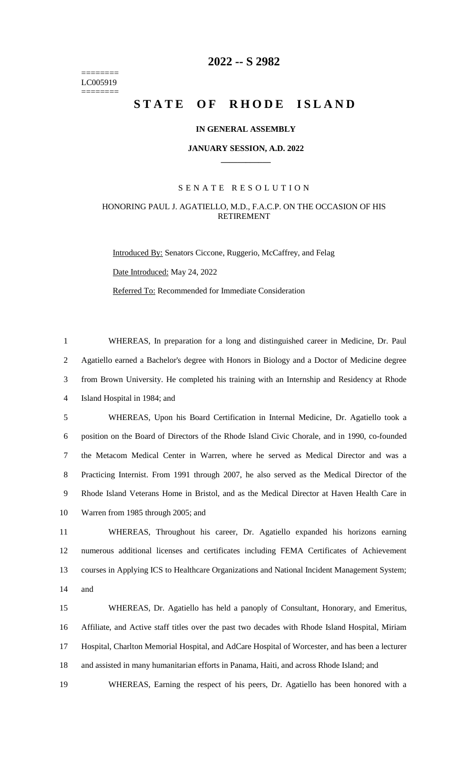# 2022 -- S 2982

========
LC005919
========

# STATE OF RHODE ISLAND

**IN GENERAL ASSEMBLY**

**JANUARY SESSION, A.D. 2022**

---

SENATE RESOLUTION

HONORING PAUL J. AGATIELLO, M.D., F.A.C.P. ON THE OCCASION OF HIS RETIREMENT

Introduced By: Senators Ciccone, Ruggerio, McCaffrey, and Felag

Date Introduced: May 24, 2022

Referred To: Recommended for Immediate Consideration

WHEREAS, In preparation for a long and distinguished career in Medicine, Dr. Paul Agatiello earned a Bachelor's degree with Honors in Biology and a Doctor of Medicine degree from Brown University. He completed his training with an Internship and Residency at Rhode Island Hospital in 1984; and

WHEREAS, Upon his Board Certification in Internal Medicine, Dr. Agatiello took a position on the Board of Directors of the Rhode Island Civic Chorale, and in 1990, co-founded the Metacom Medical Center in Warren, where he served as Medical Director and was a Practicing Internist. From 1991 through 2007, he also served as the Medical Director of the Rhode Island Veterans Home in Bristol, and as the Medical Director at Haven Health Care in Warren from 1985 through 2005; and

WHEREAS, Throughout his career, Dr. Agatiello expanded his horizons earning numerous additional licenses and certificates including FEMA Certificates of Achievement courses in Applying ICS to Healthcare Organizations and National Incident Management System; and

WHEREAS, Dr. Agatiello has held a panoply of Consultant, Honorary, and Emeritus, Affiliate, and Active staff titles over the past two decades with Rhode Island Hospital, Miriam Hospital, Charlton Memorial Hospital, and AdCare Hospital of Worcester, and has been a lecturer and assisted in many humanitarian efforts in Panama, Haiti, and across Rhode Island; and

WHEREAS, Earning the respect of his peers, Dr. Agatiello has been honored with a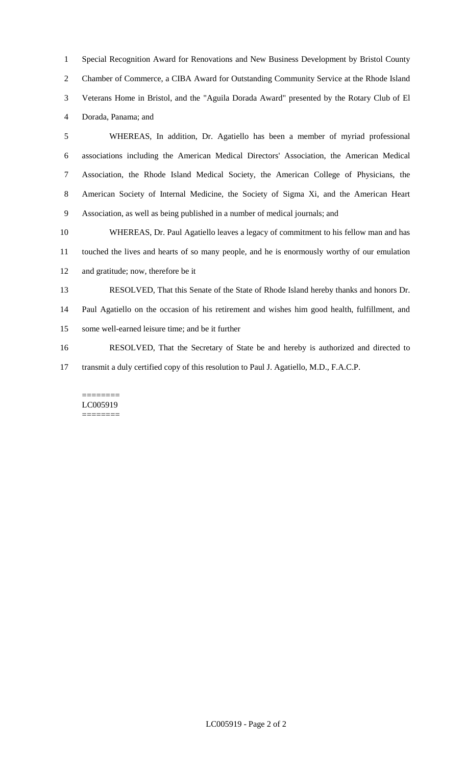Special Recognition Award for Renovations and New Business Development by Bristol County Chamber of Commerce, a CIBA Award for Outstanding Community Service at the Rhode Island Veterans Home in Bristol, and the "Aguila Dorada Award" presented by the Rotary Club of El Dorada, Panama; and

WHEREAS, In addition, Dr. Agatiello has been a member of myriad professional associations including the American Medical Directors' Association, the American Medical Association, the Rhode Island Medical Society, the American College of Physicians, the American Society of Internal Medicine, the Society of Sigma Xi, and the American Heart Association, as well as being published in a number of medical journals; and

WHEREAS, Dr. Paul Agatiello leaves a legacy of commitment to his fellow man and has touched the lives and hearts of so many people, and he is enormously worthy of our emulation and gratitude; now, therefore be it

RESOLVED, That this Senate of the State of Rhode Island hereby thanks and honors Dr. Paul Agatiello on the occasion of his retirement and wishes him good health, fulfillment, and some well-earned leisure time; and be it further

RESOLVED, That the Secretary of State be and hereby is authorized and directed to transmit a duly certified copy of this resolution to Paul J. Agatiello, M.D., F.A.C.P.

========
LC005919
========